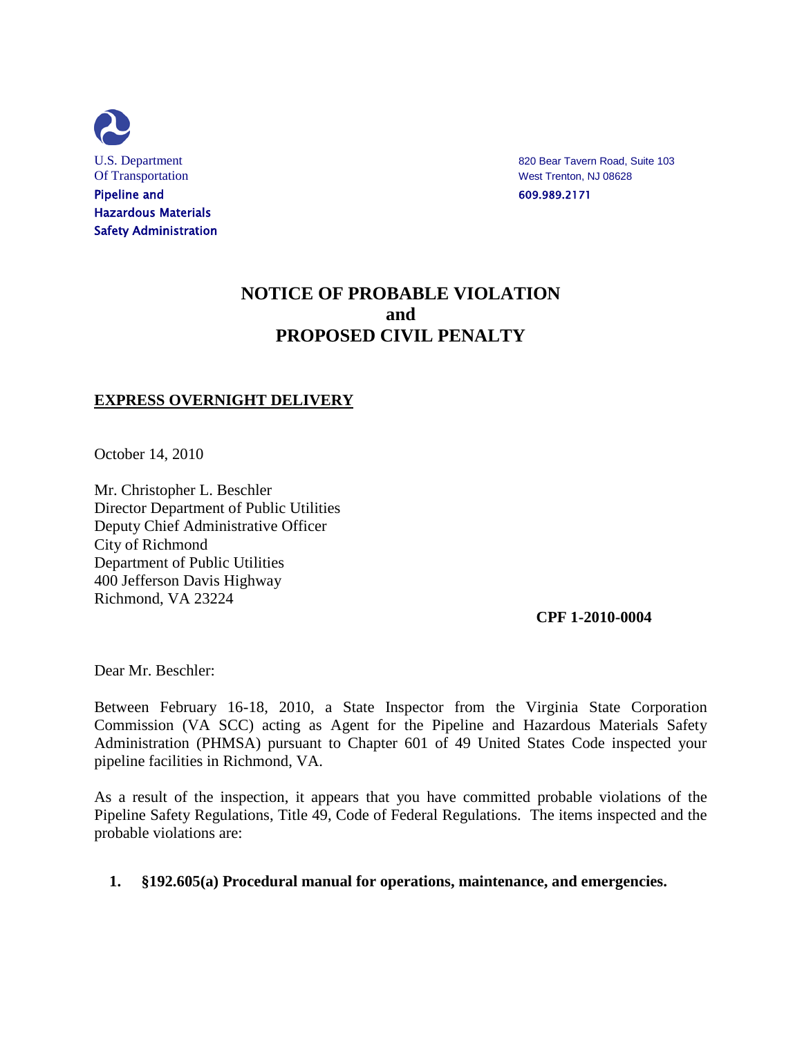U.S. Department
Of Transportation
**Pipeline and
Hazardous Materials
Safety Administration**

820 Bear Tavern Road, Suite 103
West Trenton, NJ 08628
609.989.2171

# NOTICE OF PROBABLE VIOLATION
# and
# PROPOSED CIVIL PENALTY

**EXPRESS OVERNIGHT DELIVERY**

October 14, 2010

Mr. Christopher L. Beschler
Director Department of Public Utilities
Deputy Chief Administrative Officer
City of Richmond
Department of Public Utilities
400 Jefferson Davis Highway
Richmond, VA 23224

**CPF 1-2010-0004**

Dear Mr. Beschler:

Between February 16-18, 2010, a State Inspector from the Virginia State Corporation Commission (VA SCC) acting as Agent for the Pipeline and Hazardous Materials Safety Administration (PHMSA) pursuant to Chapter 601 of 49 United States Code inspected your pipeline facilities in Richmond, VA.

As a result of the inspection, it appears that you have committed probable violations of the Pipeline Safety Regulations, Title 49, Code of Federal Regulations. The items inspected and the probable violations are:

1. **§192.605(a) Procedural manual for operations, maintenance, and emergencies.**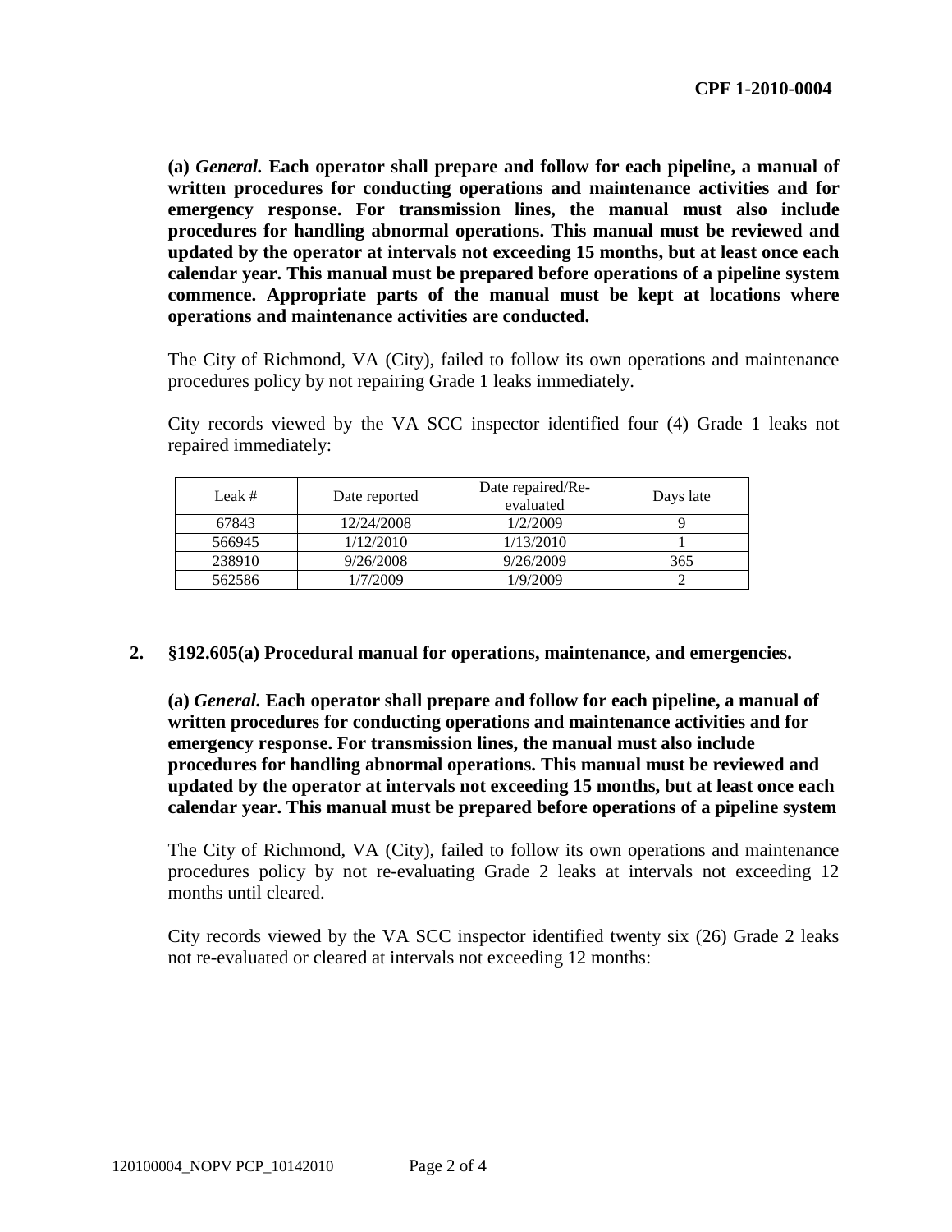**(a)** ***General.*** **Each operator shall prepare and follow for each pipeline, a manual of written procedures for conducting operations and maintenance activities and for emergency response. For transmission lines, the manual must also include procedures for handling abnormal operations. This manual must be reviewed and updated by the operator at intervals not exceeding 15 months, but at least once each calendar year. This manual must be prepared before operations of a pipeline system commence. Appropriate parts of the manual must be kept at locations where operations and maintenance activities are conducted.**

The City of Richmond, VA (City), failed to follow its own operations and maintenance procedures policy by not repairing Grade 1 leaks immediately.

City records viewed by the VA SCC inspector identified four (4) Grade 1 leaks not repaired immediately:

| Leak # | Date reported | Date repaired/Re-evaluated | Days late |
|---|---|---|---|
| 67843 | 12/24/2008 | 1/2/2009 | 9 |
| 566945 | 1/12/2010 | 1/13/2010 | 1 |
| 238910 | 9/26/2008 | 9/26/2009 | 365 |
| 562586 | 1/7/2009 | 1/9/2009 | 2 |

**2. §192.605(a) Procedural manual for operations, maintenance, and emergencies.**

**(a)** ***General.*** **Each operator shall prepare and follow for each pipeline, a manual of written procedures for conducting operations and maintenance activities and for emergency response. For transmission lines, the manual must also include procedures for handling abnormal operations. This manual must be reviewed and updated by the operator at intervals not exceeding 15 months, but at least once each calendar year. This manual must be prepared before operations of a pipeline system**

The City of Richmond, VA (City), failed to follow its own operations and maintenance procedures policy by not re-evaluating Grade 2 leaks at intervals not exceeding 12 months until cleared.

City records viewed by the VA SCC inspector identified twenty six (26) Grade 2 leaks not re-evaluated or cleared at intervals not exceeding 12 months: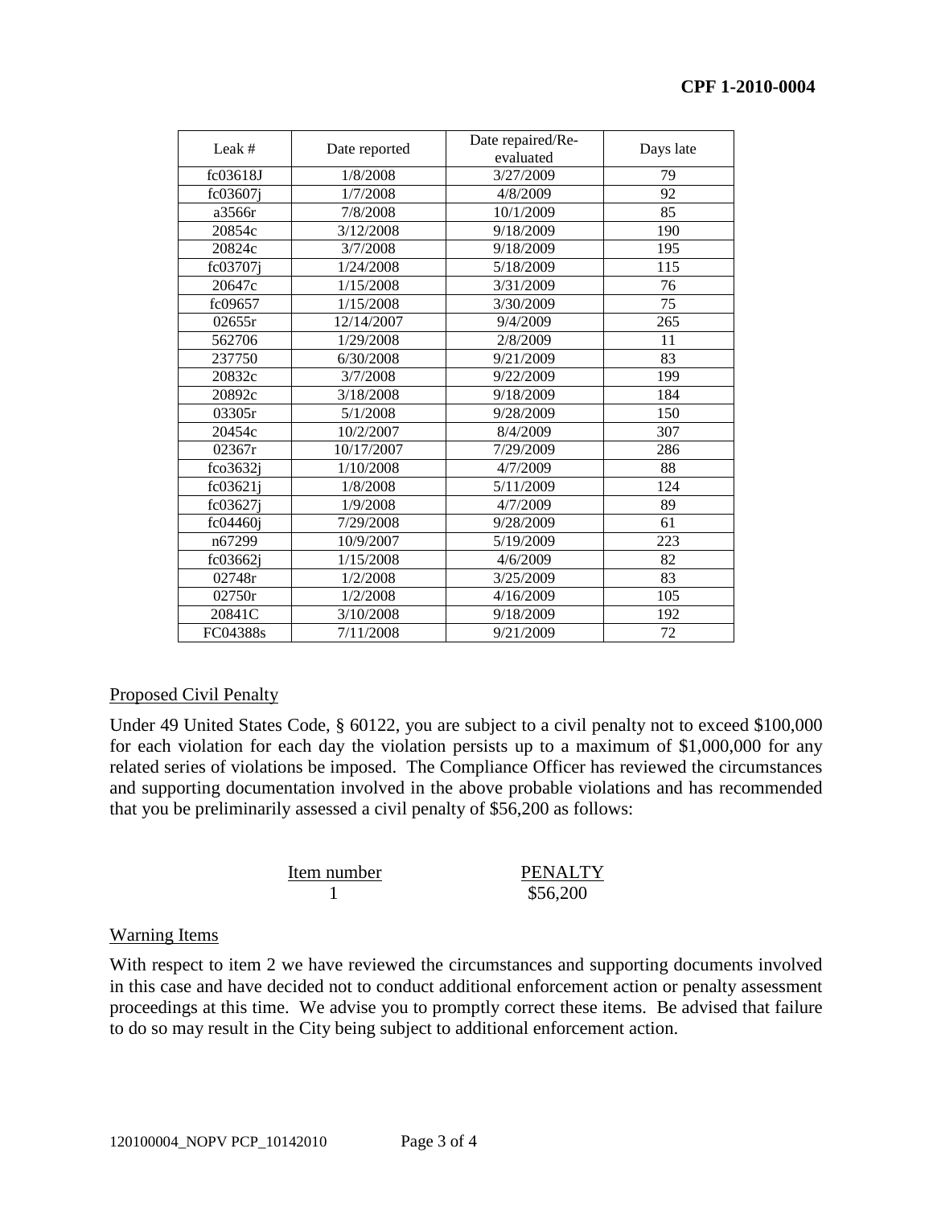| Leak # | Date reported | Date repaired/Re-evaluated | Days late |
|---|---|---|---|
| fc03618J | 1/8/2008 | 3/27/2009 | 79 |
| fc03607j | 1/7/2008 | 4/8/2009 | 92 |
| a3566r | 7/8/2008 | 10/1/2009 | 85 |
| 20854c | 3/12/2008 | 9/18/2009 | 190 |
| 20824c | 3/7/2008 | 9/18/2009 | 195 |
| fc03707j | 1/24/2008 | 5/18/2009 | 115 |
| 20647c | 1/15/2008 | 3/31/2009 | 76 |
| fc09657 | 1/15/2008 | 3/30/2009 | 75 |
| 02655r | 12/14/2007 | 9/4/2009 | 265 |
| 562706 | 1/29/2008 | 2/8/2009 | 11 |
| 237750 | 6/30/2008 | 9/21/2009 | 83 |
| 20832c | 3/7/2008 | 9/22/2009 | 199 |
| 20892c | 3/18/2008 | 9/18/2009 | 184 |
| 03305r | 5/1/2008 | 9/28/2009 | 150 |
| 20454c | 10/2/2007 | 8/4/2009 | 307 |
| 02367r | 10/17/2007 | 7/29/2009 | 286 |
| fco3632j | 1/10/2008 | 4/7/2009 | 88 |
| fc03621j | 1/8/2008 | 5/11/2009 | 124 |
| fc03627j | 1/9/2008 | 4/7/2009 | 89 |
| fc04460j | 7/29/2008 | 9/28/2009 | 61 |
| n67299 | 10/9/2007 | 5/19/2009 | 223 |
| fc03662j | 1/15/2008 | 4/6/2009 | 82 |
| 02748r | 1/2/2008 | 3/25/2009 | 83 |
| 02750r | 1/2/2008 | 4/16/2009 | 105 |
| 20841C | 3/10/2008 | 9/18/2009 | 192 |
| FC04388s | 7/11/2008 | 9/21/2009 | 72 |

## Proposed Civil Penalty

Under 49 United States Code, § 60122, you are subject to a civil penalty not to exceed $100,000 for each violation for each day the violation persists up to a maximum of $1,000,000 for any related series of violations be imposed. The Compliance Officer has reviewed the circumstances and supporting documentation involved in the above probable violations and has recommended that you be preliminarily assessed a civil penalty of $56,200 as follows:

| Item number | PENALTY |
|---|---|
| 1 | $56,200 |

## Warning Items

With respect to item 2 we have reviewed the circumstances and supporting documents involved in this case and have decided not to conduct additional enforcement action or penalty assessment proceedings at this time. We advise you to promptly correct these items. Be advised that failure to do so may result in the City being subject to additional enforcement action.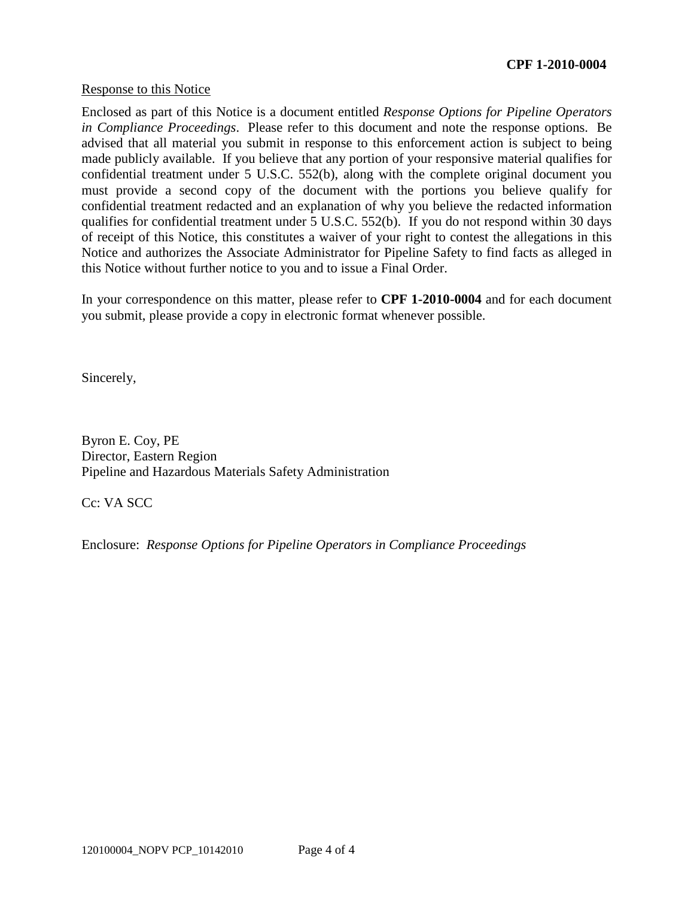**CPF 1-2010-0004**

Response to this Notice

Enclosed as part of this Notice is a document entitled *Response Options for Pipeline Operators in Compliance Proceedings*. Please refer to this document and note the response options. Be advised that all material you submit in response to this enforcement action is subject to being made publicly available. If you believe that any portion of your responsive material qualifies for confidential treatment under 5 U.S.C. 552(b), along with the complete original document you must provide a second copy of the document with the portions you believe qualify for confidential treatment redacted and an explanation of why you believe the redacted information qualifies for confidential treatment under 5 U.S.C. 552(b). If you do not respond within 30 days of receipt of this Notice, this constitutes a waiver of your right to contest the allegations in this Notice and authorizes the Associate Administrator for Pipeline Safety to find facts as alleged in this Notice without further notice to you and to issue a Final Order.

In your correspondence on this matter, please refer to **CPF 1-2010-0004** and for each document you submit, please provide a copy in electronic format whenever possible.

Sincerely,

Byron E. Coy, PE
Director, Eastern Region
Pipeline and Hazardous Materials Safety Administration

Cc: VA SCC

Enclosure: *Response Options for Pipeline Operators in Compliance Proceedings*

120100004_NOPV PCP_10142010